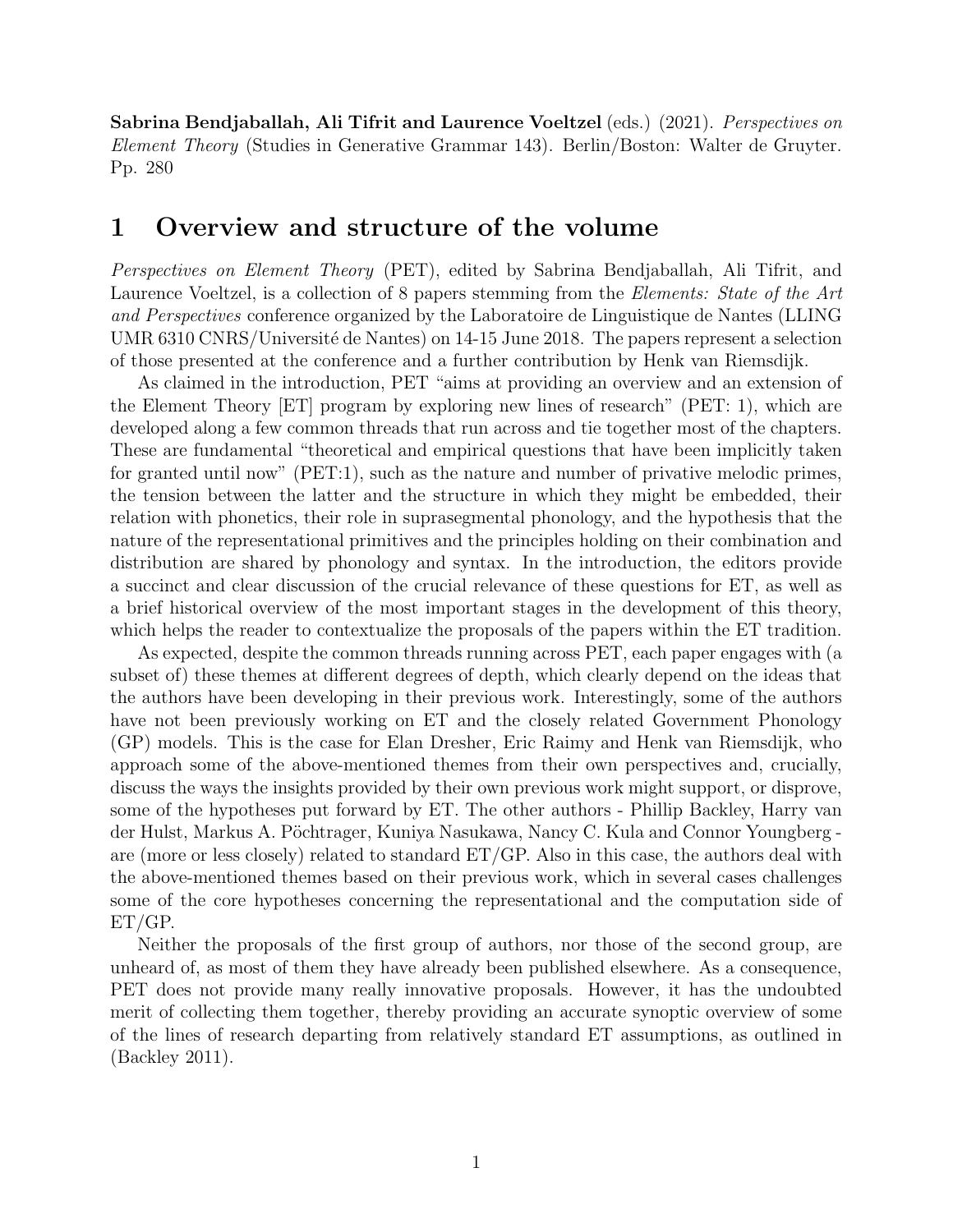**Sabrina Bendjaballah, Ali Tifrit and Laurence Voeltzel** (eds.) (2021). *Perspectives on Element Theory* (Studies in Generative Grammar 143). Berlin/Boston: Walter de Gruyter. Pp. 280

# 1 Overview and structure of the volume

*Perspectives on Element Theory* (PET), edited by Sabrina Bendjaballah, Ali Tifrit, and Laurence Voeltzel, is a collection of 8 papers stemming from the *Elements: State of the Art and Perspectives* conference organized by the Laboratoire de Linguistique de Nantes (LLING UMR 6310 CNRS/Université de Nantes) on 14-15 June 2018. The papers represent a selection of those presented at the conference and a further contribution by Henk van Riemsdijk.

As claimed in the introduction, PET "aims at providing an overview and an extension of the Element Theory [ET] program by exploring new lines of research" (PET: 1), which are developed along a few common threads that run across and tie together most of the chapters. These are fundamental "theoretical and empirical questions that have been implicitly taken for granted until now" (PET:1), such as the nature and number of privative melodic primes, the tension between the latter and the structure in which they might be embedded, their relation with phonetics, their role in suprasegmental phonology, and the hypothesis that the nature of the representational primitives and the principles holding on their combination and distribution are shared by phonology and syntax. In the introduction, the editors provide a succinct and clear discussion of the crucial relevance of these questions for ET, as well as a brief historical overview of the most important stages in the development of this theory, which helps the reader to contextualize the proposals of the papers within the ET tradition.

As expected, despite the common threads running across PET, each paper engages with (a subset of) these themes at different degrees of depth, which clearly depend on the ideas that the authors have been developing in their previous work. Interestingly, some of the authors have not been previously working on ET and the closely related Government Phonology (GP) models. This is the case for Elan Dresher, Eric Raimy and Henk van Riemsdijk, who approach some of the above-mentioned themes from their own perspectives and, crucially, discuss the ways the insights provided by their own previous work might support, or disprove, some of the hypotheses put forward by ET. The other authors - Phillip Backley, Harry van der Hulst, Markus A. Pöchtrager, Kuniya Nasukawa, Nancy C. Kula and Connor Youngberg - are (more or less closely) related to standard ET/GP. Also in this case, the authors deal with the above-mentioned themes based on their previous work, which in several cases challenges some of the core hypotheses concerning the representational and the computation side of ET/GP.

Neither the proposals of the first group of authors, nor those of the second group, are unheard of, as most of them they have already been published elsewhere. As a consequence, PET does not provide many really innovative proposals. However, it has the undoubted merit of collecting them together, thereby providing an accurate synoptic overview of some of the lines of research departing from relatively standard ET assumptions, as outlined in (Backley 2011).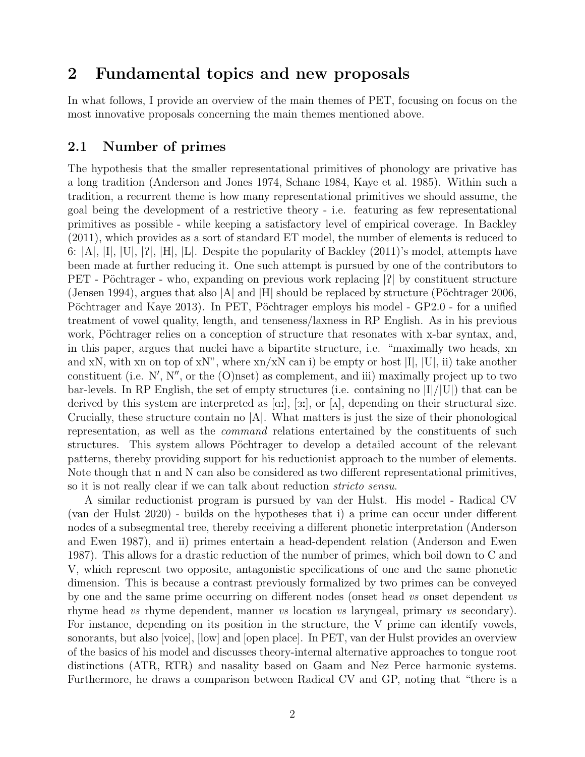## 2 Fundamental topics and new proposals

In what follows, I provide an overview of the main themes of PET, focusing on focus on the most innovative proposals concerning the main themes mentioned above.

### 2.1 Number of primes

The hypothesis that the smaller representational primitives of phonology are privative has a long tradition (Anderson and Jones 1974, Schane 1984, Kaye et al. 1985). Within such a tradition, a recurrent theme is how many representational primitives we should assume, the goal being the development of a restrictive theory - i.e. featuring as few representational primitives as possible - while keeping a satisfactory level of empirical coverage. In Backley (2011), which provides as a sort of standard ET model, the number of elements is reduced to 6: |A|, |I|, |U|, |ʔ|, |H|, |L|. Despite the popularity of Backley (2011)'s model, attempts have been made at further reducing it. One such attempt is pursued by one of the contributors to PET - Pöchtrager - who, expanding on previous work replacing |ʔ| by constituent structure (Jensen 1994), argues that also |A| and |H| should be replaced by structure (Pöchtrager 2006, Pöchtrager and Kaye 2013). In PET, Pöchtrager employs his model - GP2.0 - for a unified treatment of vowel quality, length, and tenseness/laxness in RP English. As in his previous work, Pöchtrager relies on a conception of structure that resonates with x-bar syntax, and, in this paper, argues that nuclei have a bipartite structure, i.e. "maximally two heads, xn and xN, with xn on top of xN", where xn/xN can i) be empty or host |I|, |U|, ii) take another constituent (i.e. N′, N″, or the (O)nset) as complement, and iii) maximally project up to two bar-levels. In RP English, the set of empty structures (i.e. containing no |I|/|U|) that can be derived by this system are interpreted as [ɑː], [ɜː], or [ʌ], depending on their structural size. Crucially, these structure contain no |A|. What matters is just the size of their phonological representation, as well as the *command* relations entertained by the constituents of such structures. This system allows Pöchtrager to develop a detailed account of the relevant patterns, thereby providing support for his reductionist approach to the number of elements. Note though that n and N can also be considered as two different representational primitives, so it is not really clear if we can talk about reduction *stricto sensu*.

A similar reductionist program is pursued by van der Hulst. His model - Radical CV (van der Hulst 2020) - builds on the hypotheses that i) a prime can occur under different nodes of a subsegmental tree, thereby receiving a different phonetic interpretation (Anderson and Ewen 1987), and ii) primes entertain a head-dependent relation (Anderson and Ewen 1987). This allows for a drastic reduction of the number of primes, which boil down to C and V, which represent two opposite, antagonistic specifications of one and the same phonetic dimension. This is because a contrast previously formalized by two primes can be conveyed by one and the same prime occurring on different nodes (onset head *vs* onset dependent *vs* rhyme head *vs* rhyme dependent, manner *vs* location *vs* laryngeal, primary *vs* secondary). For instance, depending on its position in the structure, the V prime can identify vowels, sonorants, but also [voice], [low] and [open place]. In PET, van der Hulst provides an overview of the basics of his model and discusses theory-internal alternative approaches to tongue root distinctions (ATR, RTR) and nasality based on Gaam and Nez Perce harmonic systems. Furthermore, he draws a comparison between Radical CV and GP, noting that "there is a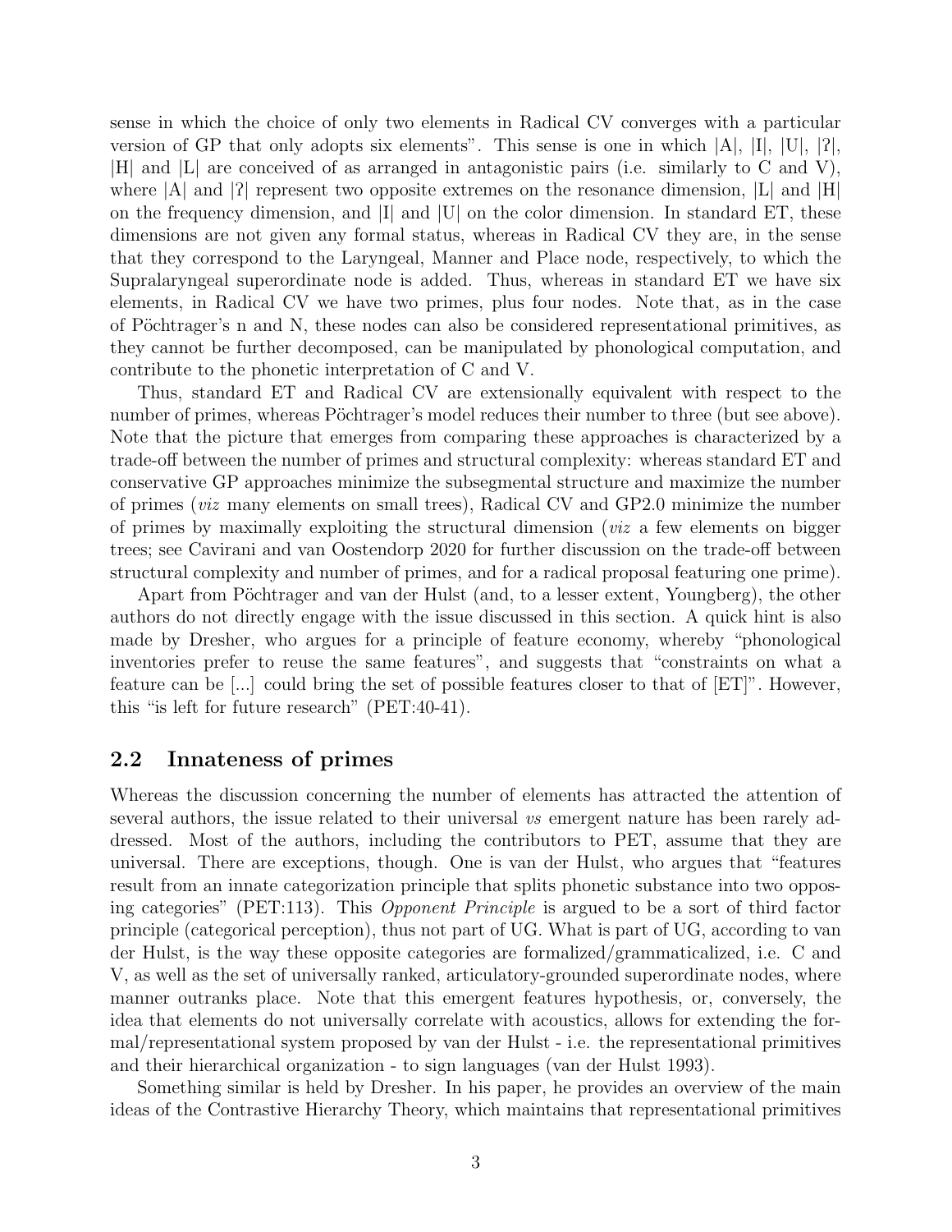sense in which the choice of only two elements in Radical CV converges with a particular version of GP that only adopts six elements". This sense is one in which |A|, |I|, |U|, |ʔ|, |H| and |L| are conceived of as arranged in antagonistic pairs (i.e. similarly to C and V), where |A| and |ʔ| represent two opposite extremes on the resonance dimension, |L| and |H| on the frequency dimension, and |I| and |U| on the color dimension. In standard ET, these dimensions are not given any formal status, whereas in Radical CV they are, in the sense that they correspond to the Laryngeal, Manner and Place node, respectively, to which the Supralaryngeal superordinate node is added. Thus, whereas in standard ET we have six elements, in Radical CV we have two primes, plus four nodes. Note that, as in the case of Pöchtrager's n and N, these nodes can also be considered representational primitives, as they cannot be further decomposed, can be manipulated by phonological computation, and contribute to the phonetic interpretation of C and V.

Thus, standard ET and Radical CV are extensionally equivalent with respect to the number of primes, whereas Pöchtrager's model reduces their number to three (but see above). Note that the picture that emerges from comparing these approaches is characterized by a trade-off between the number of primes and structural complexity: whereas standard ET and conservative GP approaches minimize the subsegmental structure and maximize the number of primes (*viz* many elements on small trees), Radical CV and GP2.0 minimize the number of primes by maximally exploiting the structural dimension (*viz* a few elements on bigger trees; see Cavirani and van Oostendorp 2020 for further discussion on the trade-off between structural complexity and number of primes, and for a radical proposal featuring one prime).

Apart from Pöchtrager and van der Hulst (and, to a lesser extent, Youngberg), the other authors do not directly engage with the issue discussed in this section. A quick hint is also made by Dresher, who argues for a principle of feature economy, whereby "phonological inventories prefer to reuse the same features", and suggests that "constraints on what a feature can be [...] could bring the set of possible features closer to that of [ET]". However, this "is left for future research" (PET:40-41).

## 2.2 Innateness of primes

Whereas the discussion concerning the number of elements has attracted the attention of several authors, the issue related to their universal *vs* emergent nature has been rarely addressed. Most of the authors, including the contributors to PET, assume that they are universal. There are exceptions, though. One is van der Hulst, who argues that "features result from an innate categorization principle that splits phonetic substance into two opposing categories" (PET:113). This *Opponent Principle* is argued to be a sort of third factor principle (categorical perception), thus not part of UG. What is part of UG, according to van der Hulst, is the way these opposite categories are formalized/grammaticalized, i.e. C and V, as well as the set of universally ranked, articulatory-grounded superordinate nodes, where manner outranks place. Note that this emergent features hypothesis, or, conversely, the idea that elements do not universally correlate with acoustics, allows for extending the formal/representational system proposed by van der Hulst - i.e. the representational primitives and their hierarchical organization - to sign languages (van der Hulst 1993).

Something similar is held by Dresher. In his paper, he provides an overview of the main ideas of the Contrastive Hierarchy Theory, which maintains that representational primitives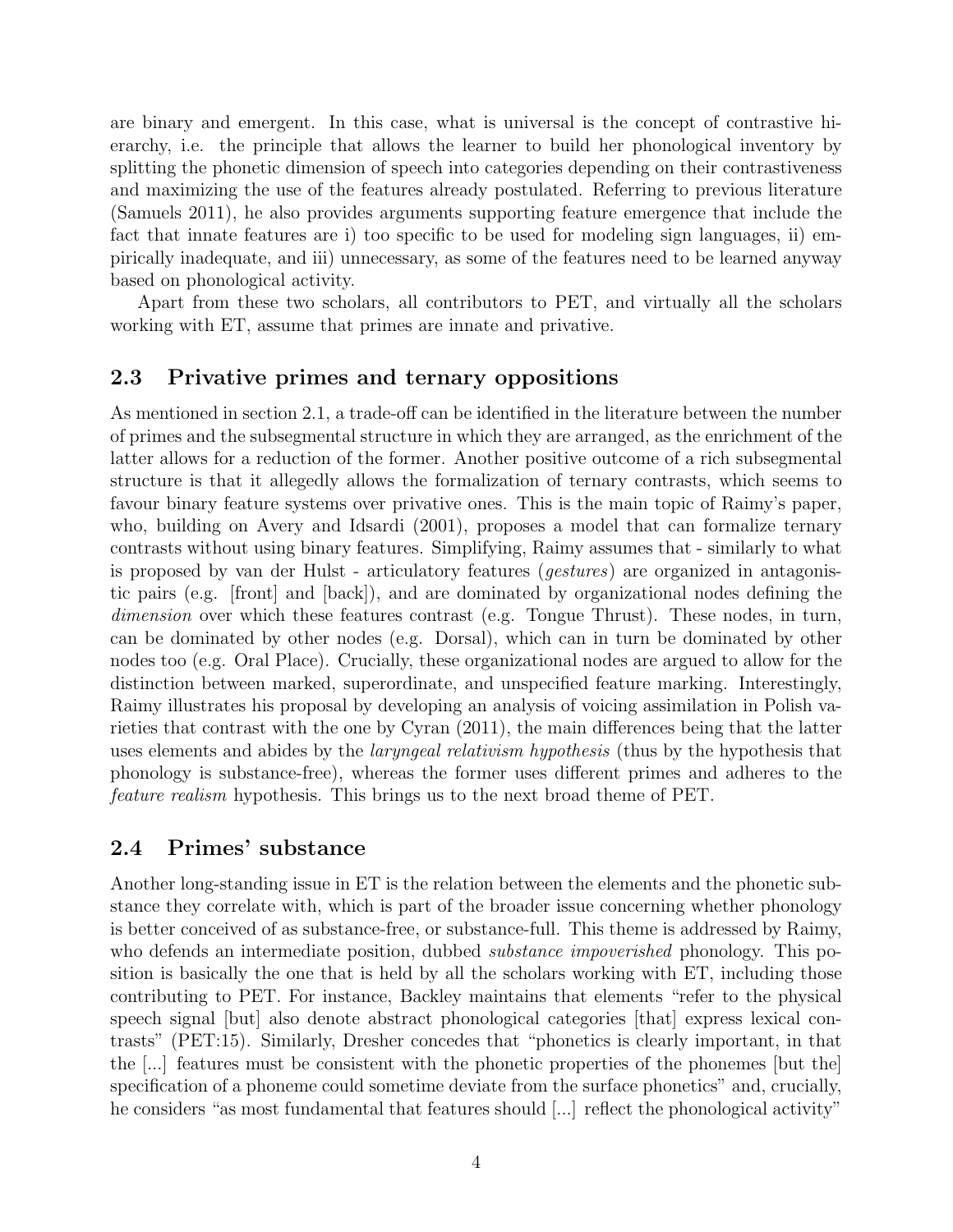are binary and emergent. In this case, what is universal is the concept of contrastive hierarchy, i.e. the principle that allows the learner to build her phonological inventory by splitting the phonetic dimension of speech into categories depending on their contrastiveness and maximizing the use of the features already postulated. Referring to previous literature (Samuels 2011), he also provides arguments supporting feature emergence that include the fact that innate features are i) too specific to be used for modeling sign languages, ii) empirically inadequate, and iii) unnecessary, as some of the features need to be learned anyway based on phonological activity.

Apart from these two scholars, all contributors to PET, and virtually all the scholars working with ET, assume that primes are innate and privative.

## 2.3 Privative primes and ternary oppositions

As mentioned in section 2.1, a trade-off can be identified in the literature between the number of primes and the subsegmental structure in which they are arranged, as the enrichment of the latter allows for a reduction of the former. Another positive outcome of a rich subsegmental structure is that it allegedly allows the formalization of ternary contrasts, which seems to favour binary feature systems over privative ones. This is the main topic of Raimy's paper, who, building on Avery and Idsardi (2001), proposes a model that can formalize ternary contrasts without using binary features. Simplifying, Raimy assumes that - similarly to what is proposed by van der Hulst - articulatory features (*gestures*) are organized in antagonistic pairs (e.g. [front] and [back]), and are dominated by organizational nodes defining the *dimension* over which these features contrast (e.g. Tongue Thrust). These nodes, in turn, can be dominated by other nodes (e.g. Dorsal), which can in turn be dominated by other nodes too (e.g. Oral Place). Crucially, these organizational nodes are argued to allow for the distinction between marked, superordinate, and unspecified feature marking. Interestingly, Raimy illustrates his proposal by developing an analysis of voicing assimilation in Polish varieties that contrast with the one by Cyran (2011), the main differences being that the latter uses elements and abides by the *laryngeal relativism hypothesis* (thus by the hypothesis that phonology is substance-free), whereas the former uses different primes and adheres to the *feature realism* hypothesis. This brings us to the next broad theme of PET.

## 2.4 Primes' substance

Another long-standing issue in ET is the relation between the elements and the phonetic substance they correlate with, which is part of the broader issue concerning whether phonology is better conceived of as substance-free, or substance-full. This theme is addressed by Raimy, who defends an intermediate position, dubbed *substance impoverished* phonology. This position is basically the one that is held by all the scholars working with ET, including those contributing to PET. For instance, Backley maintains that elements "refer to the physical speech signal [but] also denote abstract phonological categories [that] express lexical contrasts" (PET:15). Similarly, Dresher concedes that "phonetics is clearly important, in that the [...] features must be consistent with the phonetic properties of the phonemes [but the] specification of a phoneme could sometime deviate from the surface phonetics" and, crucially, he considers "as most fundamental that features should [...] reflect the phonological activity"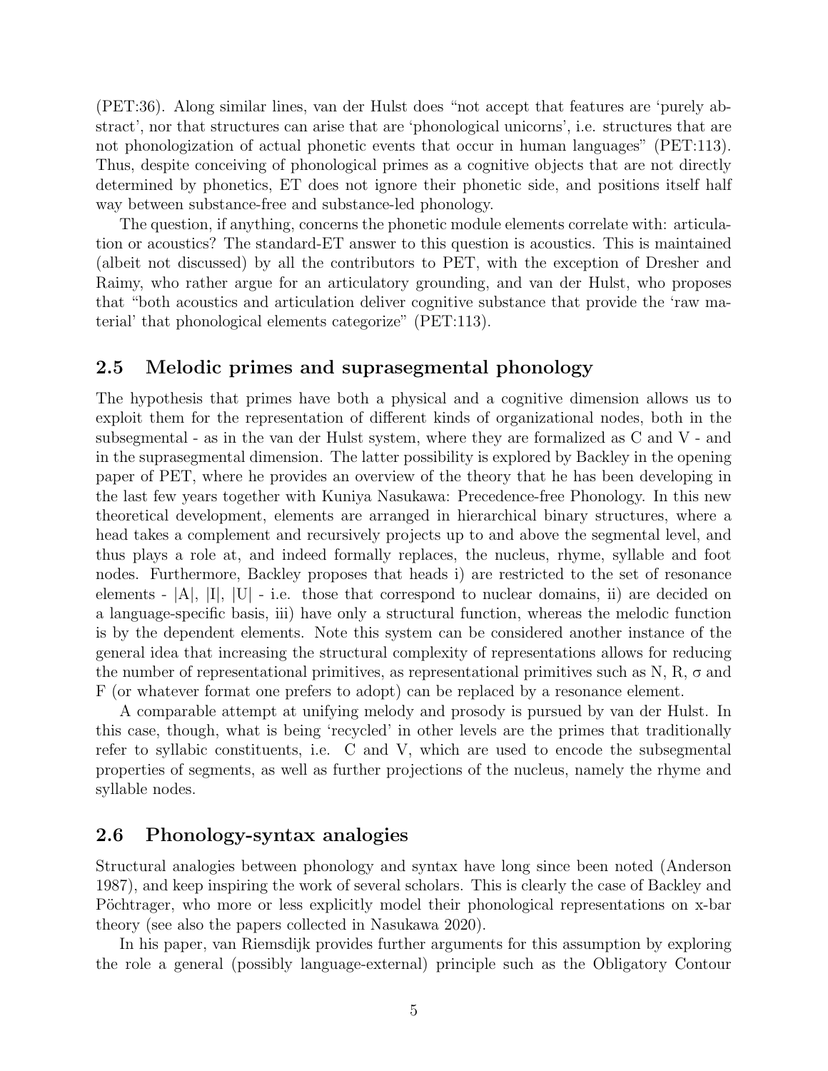(PET:36). Along similar lines, van der Hulst does "not accept that features are 'purely abstract', nor that structures can arise that are 'phonological unicorns', i.e. structures that are not phonologization of actual phonetic events that occur in human languages" (PET:113). Thus, despite conceiving of phonological primes as a cognitive objects that are not directly determined by phonetics, ET does not ignore their phonetic side, and positions itself half way between substance-free and substance-led phonology.

The question, if anything, concerns the phonetic module elements correlate with: articulation or acoustics? The standard-ET answer to this question is acoustics. This is maintained (albeit not discussed) by all the contributors to PET, with the exception of Dresher and Raimy, who rather argue for an articulatory grounding, and van der Hulst, who proposes that "both acoustics and articulation deliver cognitive substance that provide the 'raw material' that phonological elements categorize" (PET:113).

## 2.5 Melodic primes and suprasegmental phonology

The hypothesis that primes have both a physical and a cognitive dimension allows us to exploit them for the representation of different kinds of organizational nodes, both in the subsegmental - as in the van der Hulst system, where they are formalized as C and V - and in the suprasegmental dimension. The latter possibility is explored by Backley in the opening paper of PET, where he provides an overview of the theory that he has been developing in the last few years together with Kuniya Nasukawa: Precedence-free Phonology. In this new theoretical development, elements are arranged in hierarchical binary structures, where a head takes a complement and recursively projects up to and above the segmental level, and thus plays a role at, and indeed formally replaces, the nucleus, rhyme, syllable and foot nodes. Furthermore, Backley proposes that heads i) are restricted to the set of resonance elements - |A|, |I|, |U| - i.e. those that correspond to nuclear domains, ii) are decided on a language-specific basis, iii) have only a structural function, whereas the melodic function is by the dependent elements. Note this system can be considered another instance of the general idea that increasing the structural complexity of representations allows for reducing the number of representational primitives, as representational primitives such as N, R, σ and F (or whatever format one prefers to adopt) can be replaced by a resonance element.

A comparable attempt at unifying melody and prosody is pursued by van der Hulst. In this case, though, what is being 'recycled' in other levels are the primes that traditionally refer to syllabic constituents, i.e. C and V, which are used to encode the subsegmental properties of segments, as well as further projections of the nucleus, namely the rhyme and syllable nodes.

## 2.6 Phonology-syntax analogies

Structural analogies between phonology and syntax have long since been noted (Anderson 1987), and keep inspiring the work of several scholars. This is clearly the case of Backley and Pöchtrager, who more or less explicitly model their phonological representations on x-bar theory (see also the papers collected in Nasukawa 2020).

In his paper, van Riemsdijk provides further arguments for this assumption by exploring the role a general (possibly language-external) principle such as the Obligatory Contour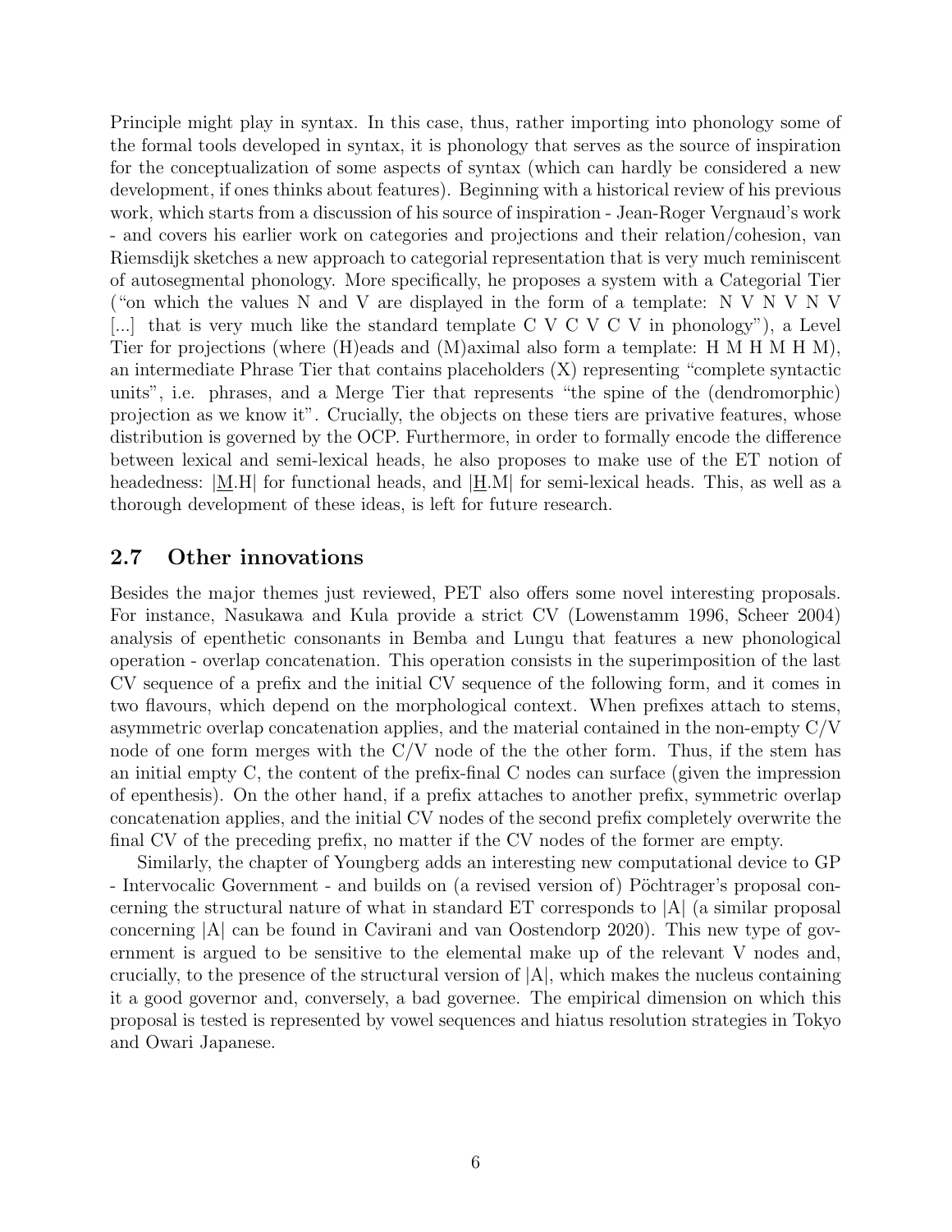Principle might play in syntax. In this case, thus, rather importing into phonology some of the formal tools developed in syntax, it is phonology that serves as the source of inspiration for the conceptualization of some aspects of syntax (which can hardly be considered a new development, if ones thinks about features). Beginning with a historical review of his previous work, which starts from a discussion of his source of inspiration - Jean-Roger Vergnaud's work - and covers his earlier work on categories and projections and their relation/cohesion, van Riemsdijk sketches a new approach to categorial representation that is very much reminiscent of autosegmental phonology. More specifically, he proposes a system with a Categorial Tier ("on which the values N and V are displayed in the form of a template: N V N V N V [...] that is very much like the standard template C V C V C V in phonology"), a Level Tier for projections (where (H)eads and (M)aximal also form a template: H M H M H M), an intermediate Phrase Tier that contains placeholders (X) representing "complete syntactic units", i.e. phrases, and a Merge Tier that represents "the spine of the (dendromorphic) projection as we know it". Crucially, the objects on these tiers are privative features, whose distribution is governed by the OCP. Furthermore, in order to formally encode the difference between lexical and semi-lexical heads, he also proposes to make use of the ET notion of headedness: |<u>M</u>.H| for functional heads, and |<u>H</u>.M| for semi-lexical heads. This, as well as a thorough development of these ideas, is left for future research.

## 2.7 Other innovations

Besides the major themes just reviewed, PET also offers some novel interesting proposals. For instance, Nasukawa and Kula provide a strict CV (Lowenstamm 1996, Scheer 2004) analysis of epenthetic consonants in Bemba and Lungu that features a new phonological operation - overlap concatenation. This operation consists in the superimposition of the last CV sequence of a prefix and the initial CV sequence of the following form, and it comes in two flavours, which depend on the morphological context. When prefixes attach to stems, asymmetric overlap concatenation applies, and the material contained in the non-empty C/V node of one form merges with the C/V node of the the other form. Thus, if the stem has an initial empty C, the content of the prefix-final C nodes can surface (given the impression of epenthesis). On the other hand, if a prefix attaches to another prefix, symmetric overlap concatenation applies, and the initial CV nodes of the second prefix completely overwrite the final CV of the preceding prefix, no matter if the CV nodes of the former are empty.

Similarly, the chapter of Youngberg adds an interesting new computational device to GP - Intervocalic Government - and builds on (a revised version of) Pöchtrager's proposal concerning the structural nature of what in standard ET corresponds to |A| (a similar proposal concerning |A| can be found in Cavirani and van Oostendorp 2020). This new type of government is argued to be sensitive to the elemental make up of the relevant V nodes and, crucially, to the presence of the structural version of |A|, which makes the nucleus containing it a good governor and, conversely, a bad governee. The empirical dimension on which this proposal is tested is represented by vowel sequences and hiatus resolution strategies in Tokyo and Owari Japanese.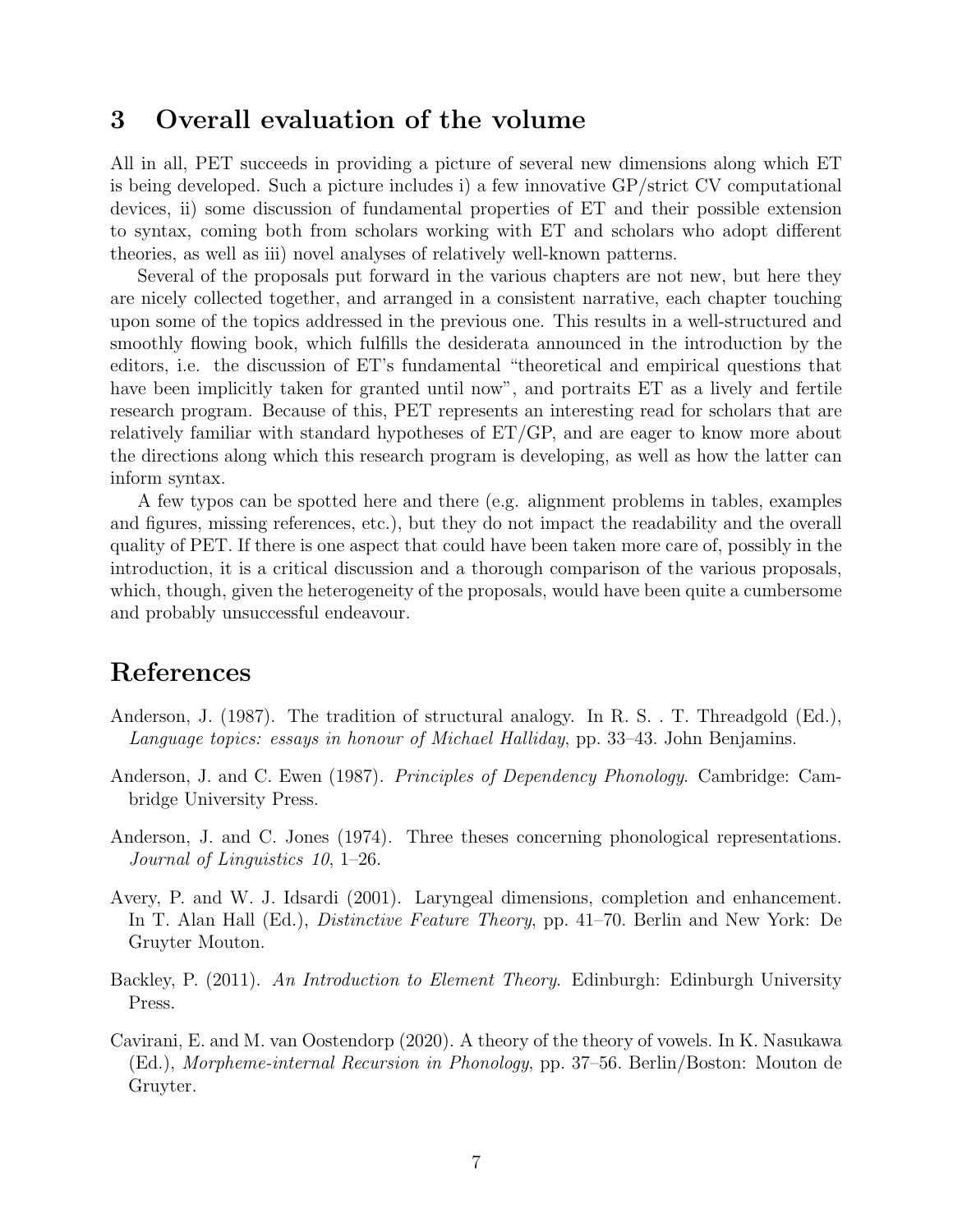## 3 Overall evaluation of the volume

All in all, PET succeeds in providing a picture of several new dimensions along which ET is being developed. Such a picture includes i) a few innovative GP/strict CV computational devices, ii) some discussion of fundamental properties of ET and their possible extension to syntax, coming both from scholars working with ET and scholars who adopt different theories, as well as iii) novel analyses of relatively well-known patterns.

Several of the proposals put forward in the various chapters are not new, but here they are nicely collected together, and arranged in a consistent narrative, each chapter touching upon some of the topics addressed in the previous one. This results in a well-structured and smoothly flowing book, which fulfills the desiderata announced in the introduction by the editors, i.e. the discussion of ET's fundamental "theoretical and empirical questions that have been implicitly taken for granted until now", and portraits ET as a lively and fertile research program. Because of this, PET represents an interesting read for scholars that are relatively familiar with standard hypotheses of ET/GP, and are eager to know more about the directions along which this research program is developing, as well as how the latter can inform syntax.

A few typos can be spotted here and there (e.g. alignment problems in tables, examples and figures, missing references, etc.), but they do not impact the readability and the overall quality of PET. If there is one aspect that could have been taken more care of, possibly in the introduction, it is a critical discussion and a thorough comparison of the various proposals, which, though, given the heterogeneity of the proposals, would have been quite a cumbersome and probably unsuccessful endeavour.

## References

Anderson, J. (1987). The tradition of structural analogy. In R. S. . T. Threadgold (Ed.), *Language topics: essays in honour of Michael Halliday*, pp. 33–43. John Benjamins.

Anderson, J. and C. Ewen (1987). *Principles of Dependency Phonology*. Cambridge: Cambridge University Press.

Anderson, J. and C. Jones (1974). Three theses concerning phonological representations. *Journal of Linguistics 10*, 1–26.

Avery, P. and W. J. Idsardi (2001). Laryngeal dimensions, completion and enhancement. In T. Alan Hall (Ed.), *Distinctive Feature Theory*, pp. 41–70. Berlin and New York: De Gruyter Mouton.

Backley, P. (2011). *An Introduction to Element Theory*. Edinburgh: Edinburgh University Press.

Cavirani, E. and M. van Oostendorp (2020). A theory of the theory of vowels. In K. Nasukawa (Ed.), *Morpheme-internal Recursion in Phonology*, pp. 37–56. Berlin/Boston: Mouton de Gruyter.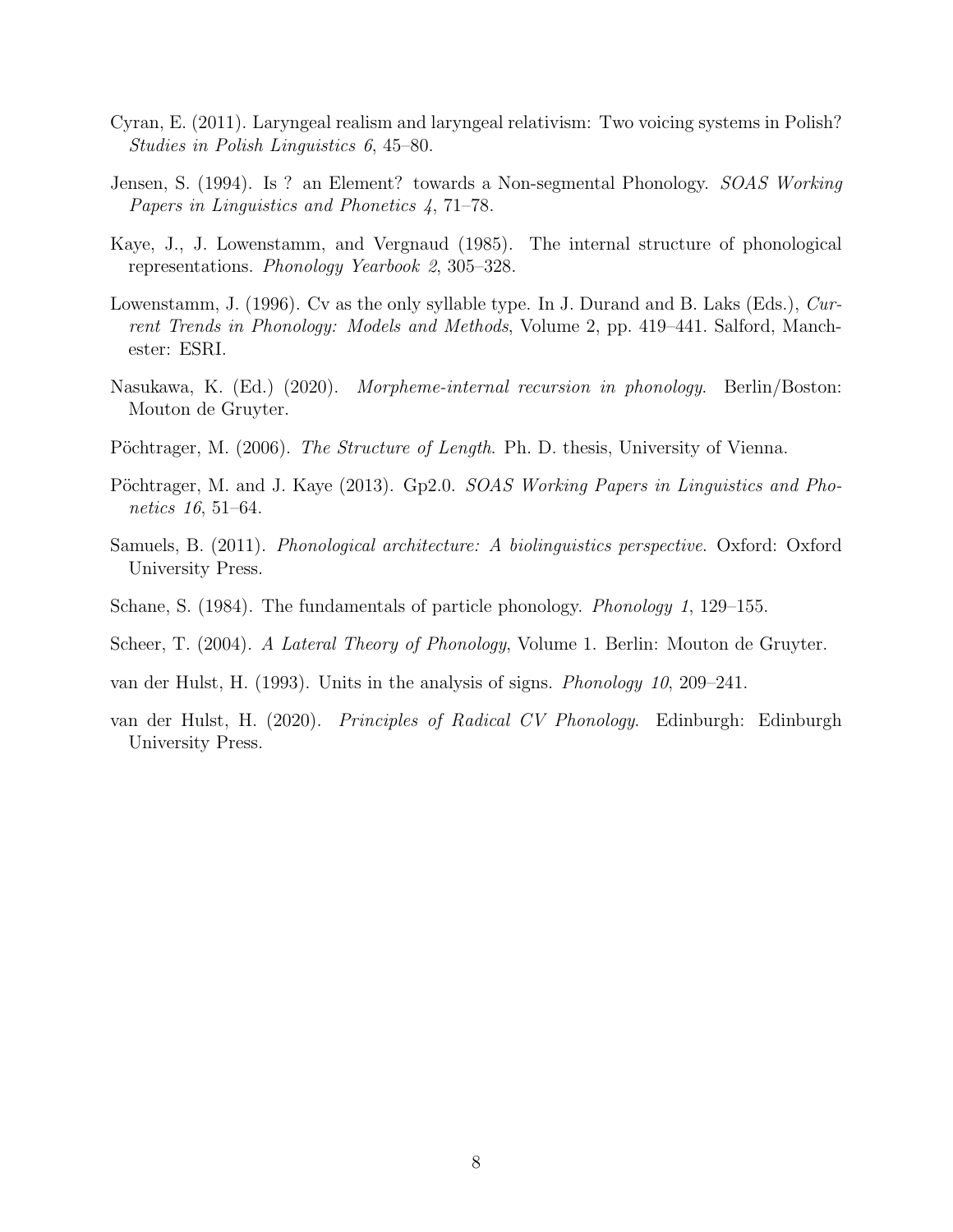Cyran, E. (2011). Laryngeal realism and laryngeal relativism: Two voicing systems in Polish? *Studies in Polish Linguistics 6*, 45–80.

Jensen, S. (1994). Is ? an Element? towards a Non-segmental Phonology. *SOAS Working Papers in Linguistics and Phonetics 4*, 71–78.

Kaye, J., J. Lowenstamm, and Vergnaud (1985). The internal structure of phonological representations. *Phonology Yearbook 2*, 305–328.

Lowenstamm, J. (1996). Cv as the only syllable type. In J. Durand and B. Laks (Eds.), *Current Trends in Phonology: Models and Methods*, Volume 2, pp. 419–441. Salford, Manchester: ESRI.

Nasukawa, K. (Ed.) (2020). *Morpheme-internal recursion in phonology*. Berlin/Boston: Mouton de Gruyter.

Pöchtrager, M. (2006). *The Structure of Length*. Ph. D. thesis, University of Vienna.

Pöchtrager, M. and J. Kaye (2013). Gp2.0. *SOAS Working Papers in Linguistics and Phonetics 16*, 51–64.

Samuels, B. (2011). *Phonological architecture: A biolinguistics perspective*. Oxford: Oxford University Press.

Schane, S. (1984). The fundamentals of particle phonology. *Phonology 1*, 129–155.

Scheer, T. (2004). *A Lateral Theory of Phonology*, Volume 1. Berlin: Mouton de Gruyter.

van der Hulst, H. (1993). Units in the analysis of signs. *Phonology 10*, 209–241.

van der Hulst, H. (2020). *Principles of Radical CV Phonology*. Edinburgh: Edinburgh University Press.